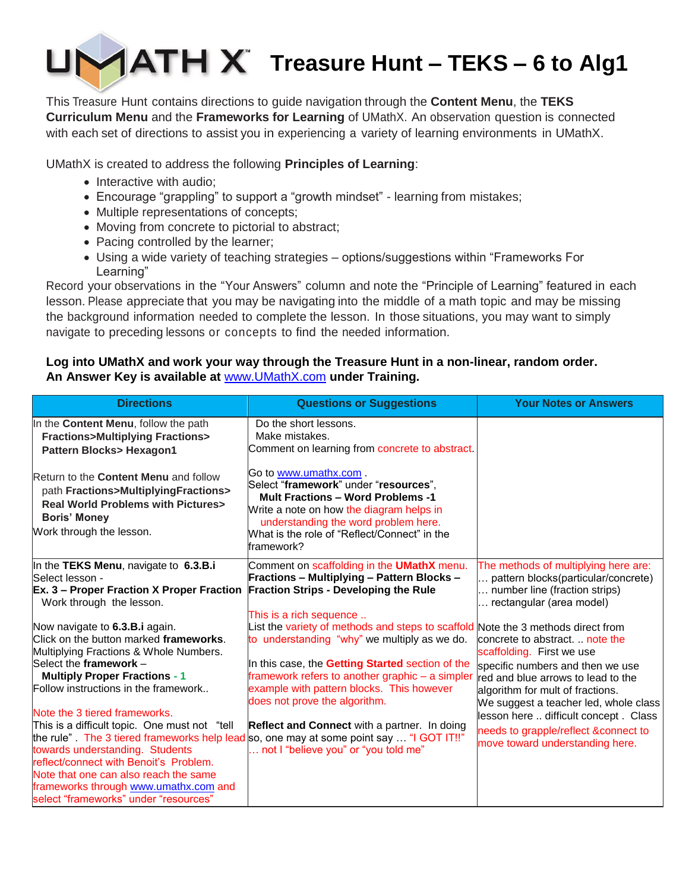# UMATH X™ Treasure Hunt – TEKS – 6 to Alg1

This Treasure Hunt contains directions to guide navigation through the **Content Menu**, the **TEKS Curriculum Menu** and the **Frameworks for Learning** of UMathX. An observation question is connected with each set of directions to assist you in experiencing a variety of learning environments in UMathX.

UMathX is created to address the following **Principles of Learning**:

- Interactive with audio;
- Encourage "grappling" to support a "growth mindset" - learning from mistakes;
- Multiple representations of concepts;
- Moving from concrete to pictorial to abstract;
- Pacing controlled by the learner;
- Using a wide variety of teaching strategies – options/suggestions within "Frameworks For Learning"

Record your observations in the "Your Answers" column and note the "Principle of Learning" featured in each lesson. Please appreciate that you may be navigating into the middle of a math topic and may be missing the background information needed to complete the lesson. In those situations, you may want to simply navigate to preceding lessons or concepts to find the needed information.

**Log into UMathX and work your way through the Treasure Hunt in a non-linear, random order.**
**An Answer Key is available at www.UMathX.com under Training.**

| Directions | Questions or Suggestions | Your Notes or Answers |
|---|---|---|
| In the **Content Menu**, follow the path **Fractions>Multiplying Fractions> Pattern Blocks> Hexagon1**<br><br>Return to the **Content Menu** and follow path **Fractions>MultiplyingFractions> Real World Problems with Pictures> Boris' Money**<br>Work through the lesson. | Do the short lessons.<br>Make mistakes.<br>Comment on learning from concrete to abstract.<br><br>Go to www.umathx.com .<br>Select "**framework**" under "**resources**",<br>**Mult Fractions – Word Problems -1**<br>Write a note on how the diagram helps in understanding the word problem here.<br>What is the role of "Reflect/Connect" in the framework? | |
| In the **TEKS Menu**, navigate to **6.3.B.i**<br>Select lesson -<br>**Ex. 3 – Proper Fraction X Proper Fraction**<br>Work through the lesson.<br><br>Now navigate to **6.3.B.i** again.<br>Click on the button marked **frameworks**.<br>Multiplying Fractions & Whole Numbers.<br>Select the **framework** –<br>**Multiply Proper Fractions - 1**<br>Follow instructions in the framework..<br><br>Note the 3 tiered frameworks.<br>This is a difficult topic. One must not "tell the rule". The 3 tiered frameworks help lead towards understanding. Students reflect/connect with Benoit's Problem.<br>Note that one can also reach the same frameworks through www.umathx.com and select "frameworks" under "resources" | Comment on scaffolding in the **UMathX** menu.<br>**Fractions – Multiplying – Pattern Blocks – Fraction Strips - Developing the Rule**<br><br>This is a rich sequence ..<br>List the variety of methods and steps to scaffold to understanding "why" we multiply as we do.<br><br>In this case, the **Getting Started** section of the framework refers to another graphic – a simpler example with pattern blocks. This however does not prove the algorithm.<br><br>**Reflect and Connect** with a partner. In doing so, one may at some point say … "I GOT IT!!" … not I "believe you" or "you told me" | The methods of multiplying here are:<br>… pattern blocks(particular/concrete)<br>… number line (fraction strips)<br>… rectangular (area model)<br><br>Note the 3 methods direct from concrete to abstract. .. note the scaffolding. First we use specific numbers and then we use red and blue arrows to lead to the algorithm for mult of fractions.<br>We suggest a teacher led, whole class lesson here .. difficult concept . Class needs to grapple/reflect &connect to move toward understanding here. |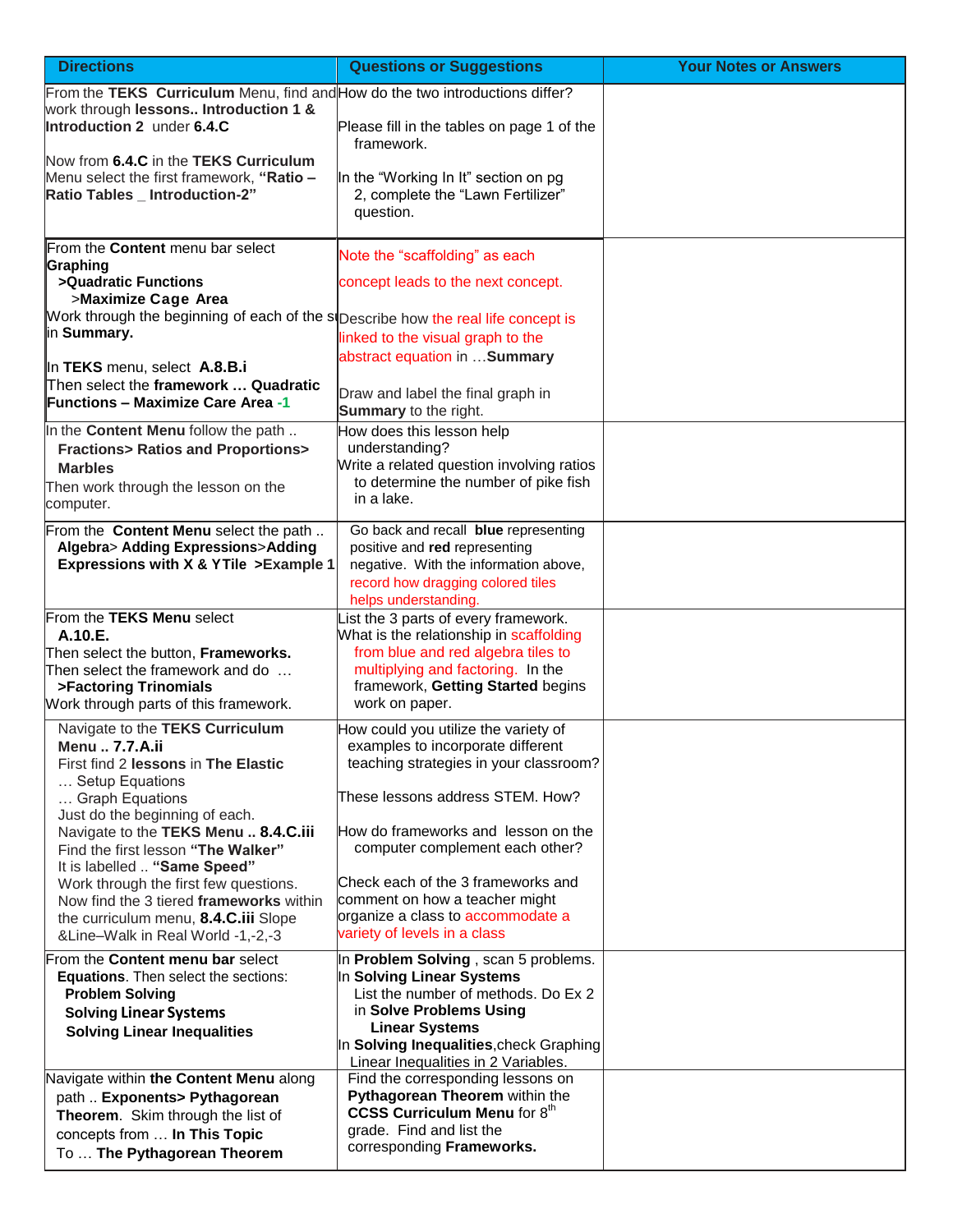| Directions | Questions or Suggestions | Your Notes or Answers |
|---|---|---|
| From the **TEKS Curriculum** Menu, find and work through **lessons.. Introduction 1 & Introduction 2** under **6.4.C**<br><br>Now from **6.4.C** in the **TEKS Curriculum** Menu select the first framework, **"Ratio – Ratio Tables _ Introduction-2"** | How do the two introductions differ?<br><br>Please fill in the tables on page 1 of the framework.<br><br>In the "Working In It" section on pg 2, complete the "Lawn Fertilizer" question. | |
| From the **Content** menu bar select **Graphing**<br>**>Quadratic Functions**<br>>**Maximize Cage Area**<br>Work through the beginning of each of the s in **Summary.**<br><br>In **TEKS** menu, select **A.8.B.i**<br>Then select the **framework … Quadratic Functions – Maximize Care Area -1** | Note the "scaffolding" as each concept leads to the next concept.<br><br>Describe how the real life concept is linked to the visual graph to the abstract equation in …**Summary**<br><br>Draw and label the final graph in **Summary** to the right. | |
| In the **Content Menu** follow the path ..<br>**Fractions> Ratios and Proportions> Marbles**<br>Then work through the lesson on the computer. | How does this lesson help understanding?<br>Write a related question involving ratios to determine the number of pike fish in a lake. | |
| From the **Content Menu** select the path ..<br>**Algebra> Adding Expressions>Adding Expressions with X & YTile >Example 1** | Go back and recall **blue** representing positive and **red** representing negative. With the information above, record how dragging colored tiles helps understanding. | |
| From the **TEKS Menu** select<br>**A.10.E.**<br>Then select the button, **Frameworks.**<br>Then select the framework and do …<br>**>Factoring Trinomials**<br>Work through parts of this framework. | List the 3 parts of every framework.<br>What is the relationship in scaffolding from blue and red algebra tiles to multiplying and factoring. In the framework, **Getting Started** begins work on paper. | |
| Navigate to the **TEKS Curriculum Menu .. 7.7.A.ii**<br>First find 2 **lessons** in **The Elastic**<br>… Setup Equations<br>… Graph Equations<br>Just do the beginning of each.<br>Navigate to the **TEKS Menu .. 8.4.C.iii**<br>Find the first lesson **"The Walker"**<br>It is labelled .. **"Same Speed"**<br>Work through the first few questions.<br>Now find the 3 tiered **frameworks** within the curriculum menu, **8.4.C.iii** Slope &Line–Walk in Real World -1,-2,-3 | How could you utilize the variety of examples to incorporate different teaching strategies in your classroom?<br><br>These lessons address STEM. How?<br><br>How do frameworks and lesson on the computer complement each other?<br><br>Check each of the 3 frameworks and comment on how a teacher might organize a class to accommodate a variety of levels in a class | |
| From the **Content menu bar** select<br>**Equations**. Then select the sections:<br>**Problem Solving**<br>**Solving Linear Systems**<br>**Solving Linear Inequalities** | In **Problem Solving** , scan 5 problems.<br>In **Solving Linear Systems**<br>List the number of methods. Do Ex 2 in **Solve Problems Using Linear Systems**<br>In **Solving Inequalities**,check Graphing Linear Inequalities in 2 Variables. | |
| Navigate within **the Content Menu** along path .. **Exponents> Pythagorean Theorem**. Skim through the list of concepts from … **In This Topic** To … **The Pythagorean Theorem** | Find the corresponding lessons on **Pythagorean Theorem** within the **CCSS Curriculum Menu** for 8th grade. Find and list the corresponding **Frameworks.** | |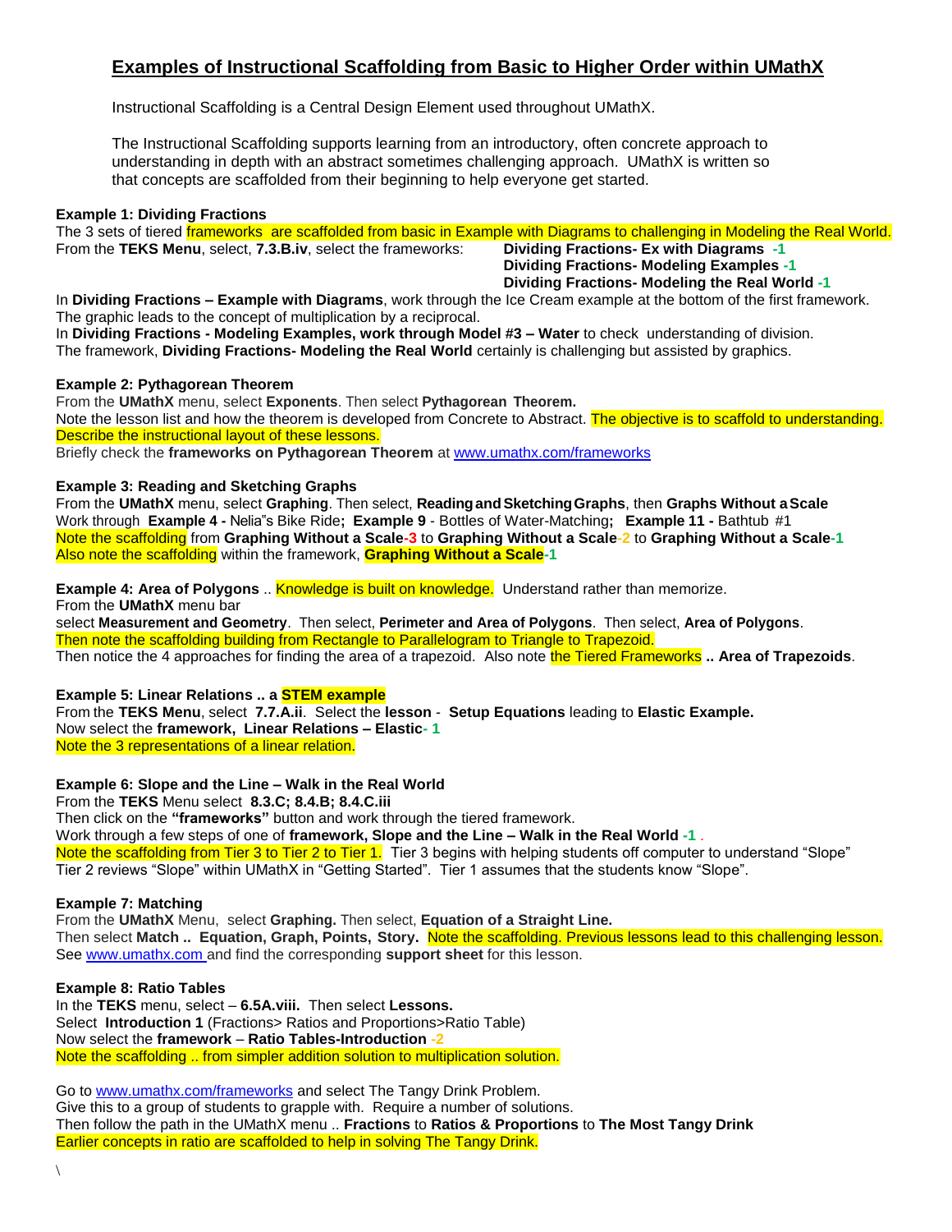# Examples of Instructional Scaffolding from Basic to Higher Order within UMathX

Instructional Scaffolding is a Central Design Element used throughout UMathX.

The Instructional Scaffolding supports learning from an introductory, often concrete approach to understanding in depth with an abstract sometimes challenging approach. UMathX is written so that concepts are scaffolded from their beginning to help everyone get started.

**Example 1: Dividing Fractions**

The 3 sets of tiered frameworks are scaffolded from basic in Example with Diagrams to challenging in Modeling the Real World.

From the **TEKS Menu**, select, **7.3.B.iv**, select the frameworks:

- **Dividing Fractions- Ex with Diagrams -1**
- **Dividing Fractions- Modeling Examples -1**
- **Dividing Fractions- Modeling the Real World -1**

In **Dividing Fractions – Example with Diagrams**, work through the Ice Cream example at the bottom of the first framework. The graphic leads to the concept of multiplication by a reciprocal.

In **Dividing Fractions - Modeling Examples, work through Model #3 – Water** to check understanding of division.

The framework, **Dividing Fractions- Modeling the Real World** certainly is challenging but assisted by graphics.

**Example 2: Pythagorean Theorem**

From the **UMathX** menu, select **Exponents**. Then select **Pythagorean Theorem.**

Note the lesson list and how the theorem is developed from Concrete to Abstract. The objective is to scaffold to understanding. Describe the instructional layout of these lessons.

Briefly check the **frameworks on Pythagorean Theorem** at www.umathx.com/frameworks

**Example 3: Reading and Sketching Graphs**

From the **UMathX** menu, select **Graphing**. Then select, **Reading and Sketching Graphs**, then **Graphs Without a Scale**

Work through **Example 4 -** Nelia"s Bike Ride**; Example 9** - Bottles of Water-Matching**; Example 11 -** Bathtub #1

Note the scaffolding from **Graphing Without a Scale-3** to **Graphing Without a Scale-2** to **Graphing Without a Scale-1**

Also note the scaffolding within the framework, **Graphing Without a Scale-1**

**Example 4: Area of Polygons** .. Knowledge is built on knowledge. Understand rather than memorize.

From the **UMathX** menu bar

select **Measurement and Geometry**. Then select, **Perimeter and Area of Polygons**. Then select, **Area of Polygons**.

Then note the scaffolding building from Rectangle to Parallelogram to Triangle to Trapezoid.

Then notice the 4 approaches for finding the area of a trapezoid. Also note the Tiered Frameworks **.. Area of Trapezoids**.

**Example 5: Linear Relations .. a STEM example**

From the **TEKS Menu**, select **7.7.A.ii**. Select the **lesson** - **Setup Equations** leading to **Elastic Example.**

Now select the **framework, Linear Relations – Elastic- 1**

Note the 3 representations of a linear relation.

**Example 6: Slope and the Line – Walk in the Real World**

From the **TEKS** Menu select **8.3.C; 8.4.B; 8.4.C.iii**

Then click on the **"frameworks"** button and work through the tiered framework.

Work through a few steps of one of **framework, Slope and the Line – Walk in the Real World -1** .

Note the scaffolding from Tier 3 to Tier 2 to Tier 1. Tier 3 begins with helping students off computer to understand "Slope" Tier 2 reviews "Slope" within UMathX in "Getting Started". Tier 1 assumes that the students know "Slope".

**Example 7: Matching**

From the **UMathX** Menu, select **Graphing.** Then select, **Equation of a Straight Line.**

Then select **Match .. Equation, Graph, Points, Story.** Note the scaffolding. Previous lessons lead to this challenging lesson.

See www.umathx.com and find the corresponding **support sheet** for this lesson.

**Example 8: Ratio Tables**

In the **TEKS** menu, select – **6.5A.viii.** Then select **Lessons.**

Select **Introduction 1** (Fractions> Ratios and Proportions>Ratio Table)

Now select the **framework** – **Ratio Tables-Introduction -2**

Note the scaffolding .. from simpler addition solution to multiplication solution.

Go to www.umathx.com/frameworks and select The Tangy Drink Problem.

Give this to a group of students to grapple with. Require a number of solutions.

Then follow the path in the UMathX menu .. **Fractions** to **Ratios & Proportions** to **The Most Tangy Drink**

Earlier concepts in ratio are scaffolded to help in solving The Tangy Drink.

\